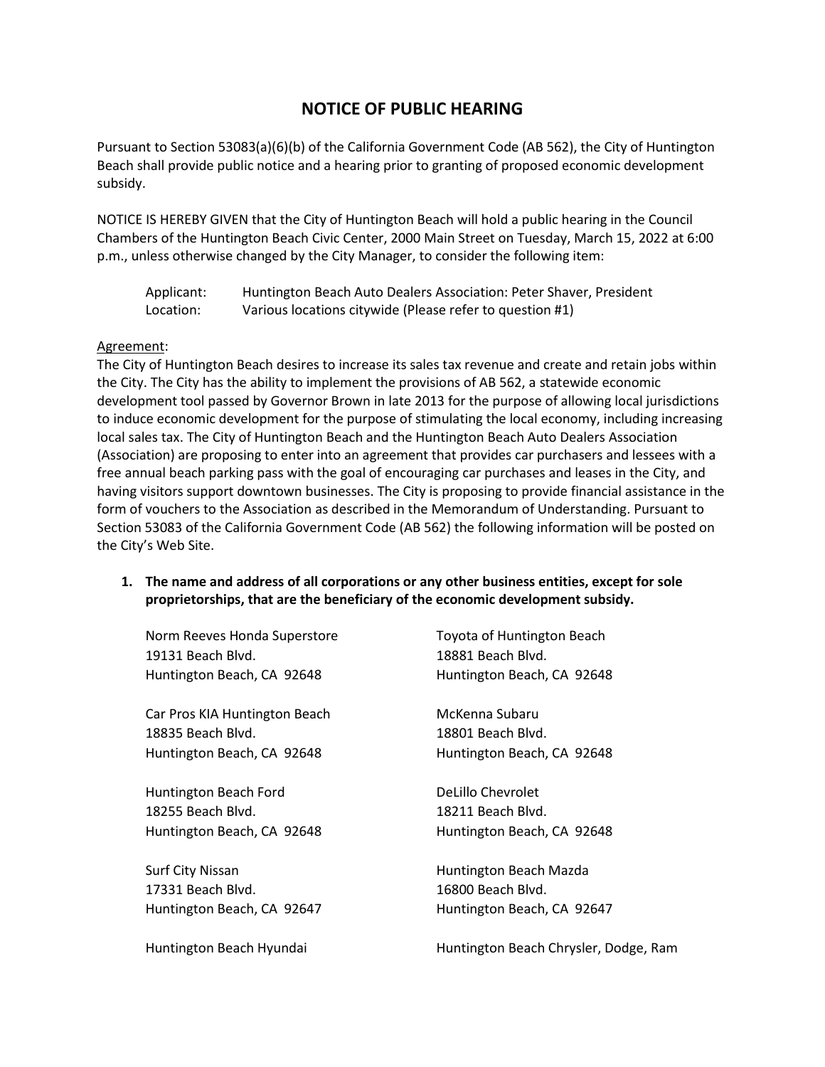# NOTICE OF PUBLIC HEARING

Pursuant to Section 53083(a)(6)(b) of the California Government Code (AB 562), the City of Huntington Beach shall provide public notice and a hearing prior to granting of proposed economic development subsidy.

NOTICE IS HEREBY GIVEN that the City of Huntington Beach will hold a public hearing in the Council Chambers of the Huntington Beach Civic Center, 2000 Main Street on Tuesday, March 15, 2022 at 6:00 p.m., unless otherwise changed by the City Manager, to consider the following item:

Applicant: Huntington Beach Auto Dealers Association: Peter Shaver, President
Location: Various locations citywide (Please refer to question #1)

<u>Agreement</u>:
The City of Huntington Beach desires to increase its sales tax revenue and create and retain jobs within the City. The City has the ability to implement the provisions of AB 562, a statewide economic development tool passed by Governor Brown in late 2013 for the purpose of allowing local jurisdictions to induce economic development for the purpose of stimulating the local economy, including increasing local sales tax. The City of Huntington Beach and the Huntington Beach Auto Dealers Association (Association) are proposing to enter into an agreement that provides car purchasers and lessees with a free annual beach parking pass with the goal of encouraging car purchases and leases in the City, and having visitors support downtown businesses. The City is proposing to provide financial assistance in the form of vouchers to the Association as described in the Memorandum of Understanding. Pursuant to Section 53083 of the California Government Code (AB 562) the following information will be posted on the City's Web Site.

1. **The name and address of all corporations or any other business entities, except for sole proprietorships, that are the beneficiary of the economic development subsidy.**

Norm Reeves Honda Superstore
19131 Beach Blvd.
Huntington Beach, CA 92648

Toyota of Huntington Beach
18881 Beach Blvd.
Huntington Beach, CA 92648

Car Pros KIA Huntington Beach
18835 Beach Blvd.
Huntington Beach, CA 92648

McKenna Subaru
18801 Beach Blvd.
Huntington Beach, CA 92648

Huntington Beach Ford
18255 Beach Blvd.
Huntington Beach, CA 92648

DeLillo Chevrolet
18211 Beach Blvd.
Huntington Beach, CA 92648

Surf City Nissan
17331 Beach Blvd.
Huntington Beach, CA 92647

Huntington Beach Mazda
16800 Beach Blvd.
Huntington Beach, CA 92647

Huntington Beach Hyundai

Huntington Beach Chrysler, Dodge, Ram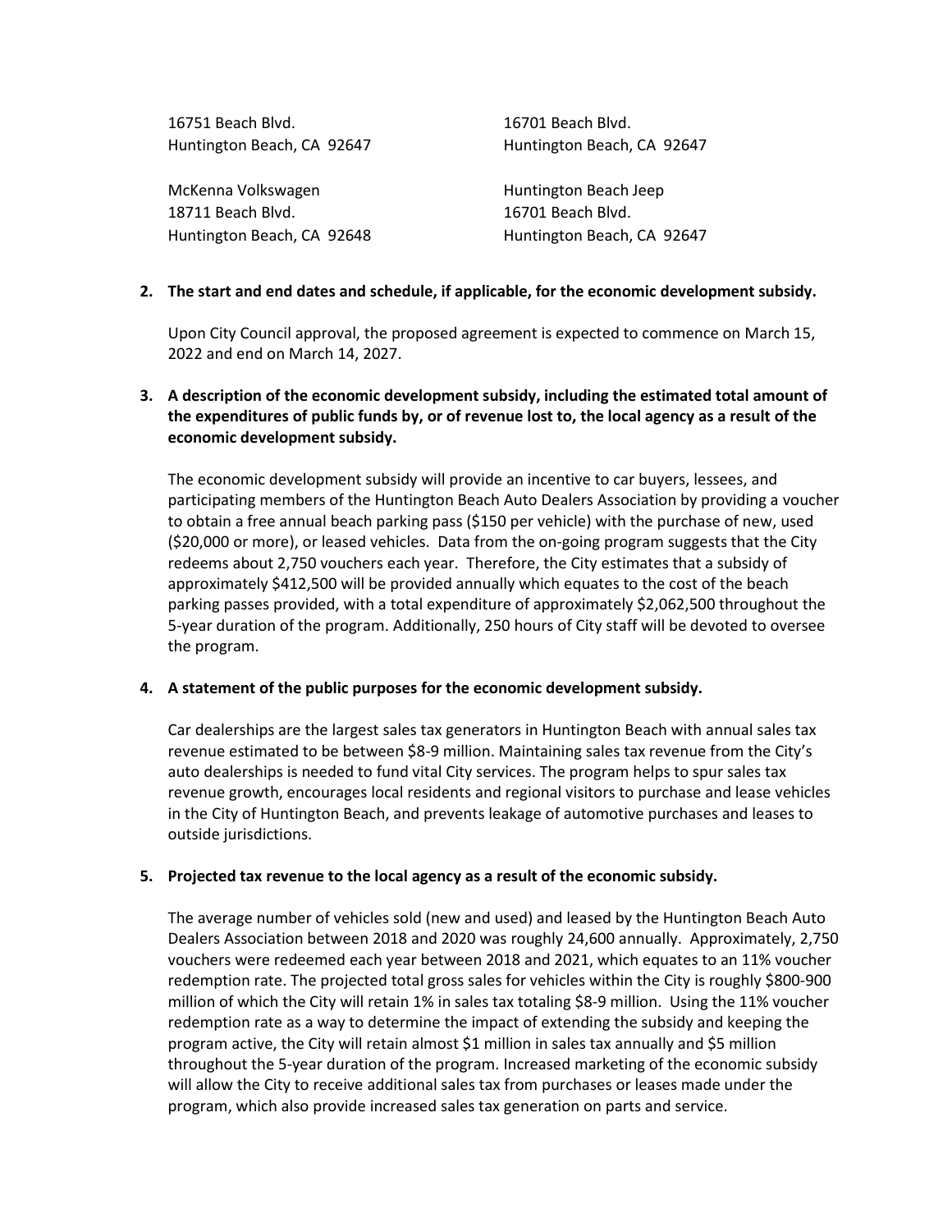16751 Beach Blvd.
Huntington Beach, CA 92647

16701 Beach Blvd.
Huntington Beach, CA 92647

McKenna Volkswagen
18711 Beach Blvd.
Huntington Beach, CA 92648

Huntington Beach Jeep
16701 Beach Blvd.
Huntington Beach, CA 92647

**2. The start and end dates and schedule, if applicable, for the economic development subsidy.**

Upon City Council approval, the proposed agreement is expected to commence on March 15, 2022 and end on March 14, 2027.

**3. A description of the economic development subsidy, including the estimated total amount of the expenditures of public funds by, or of revenue lost to, the local agency as a result of the economic development subsidy.**

The economic development subsidy will provide an incentive to car buyers, lessees, and participating members of the Huntington Beach Auto Dealers Association by providing a voucher to obtain a free annual beach parking pass ($150 per vehicle) with the purchase of new, used ($20,000 or more), or leased vehicles. Data from the on-going program suggests that the City redeems about 2,750 vouchers each year. Therefore, the City estimates that a subsidy of approximately $412,500 will be provided annually which equates to the cost of the beach parking passes provided, with a total expenditure of approximately $2,062,500 throughout the 5-year duration of the program. Additionally, 250 hours of City staff will be devoted to oversee the program.

**4. A statement of the public purposes for the economic development subsidy.**

Car dealerships are the largest sales tax generators in Huntington Beach with annual sales tax revenue estimated to be between $8-9 million. Maintaining sales tax revenue from the City's auto dealerships is needed to fund vital City services. The program helps to spur sales tax revenue growth, encourages local residents and regional visitors to purchase and lease vehicles in the City of Huntington Beach, and prevents leakage of automotive purchases and leases to outside jurisdictions.

**5. Projected tax revenue to the local agency as a result of the economic subsidy.**

The average number of vehicles sold (new and used) and leased by the Huntington Beach Auto Dealers Association between 2018 and 2020 was roughly 24,600 annually. Approximately, 2,750 vouchers were redeemed each year between 2018 and 2021, which equates to an 11% voucher redemption rate. The projected total gross sales for vehicles within the City is roughly $800-900 million of which the City will retain 1% in sales tax totaling $8-9 million. Using the 11% voucher redemption rate as a way to determine the impact of extending the subsidy and keeping the program active, the City will retain almost $1 million in sales tax annually and $5 million throughout the 5-year duration of the program. Increased marketing of the economic subsidy will allow the City to receive additional sales tax from purchases or leases made under the program, which also provide increased sales tax generation on parts and service.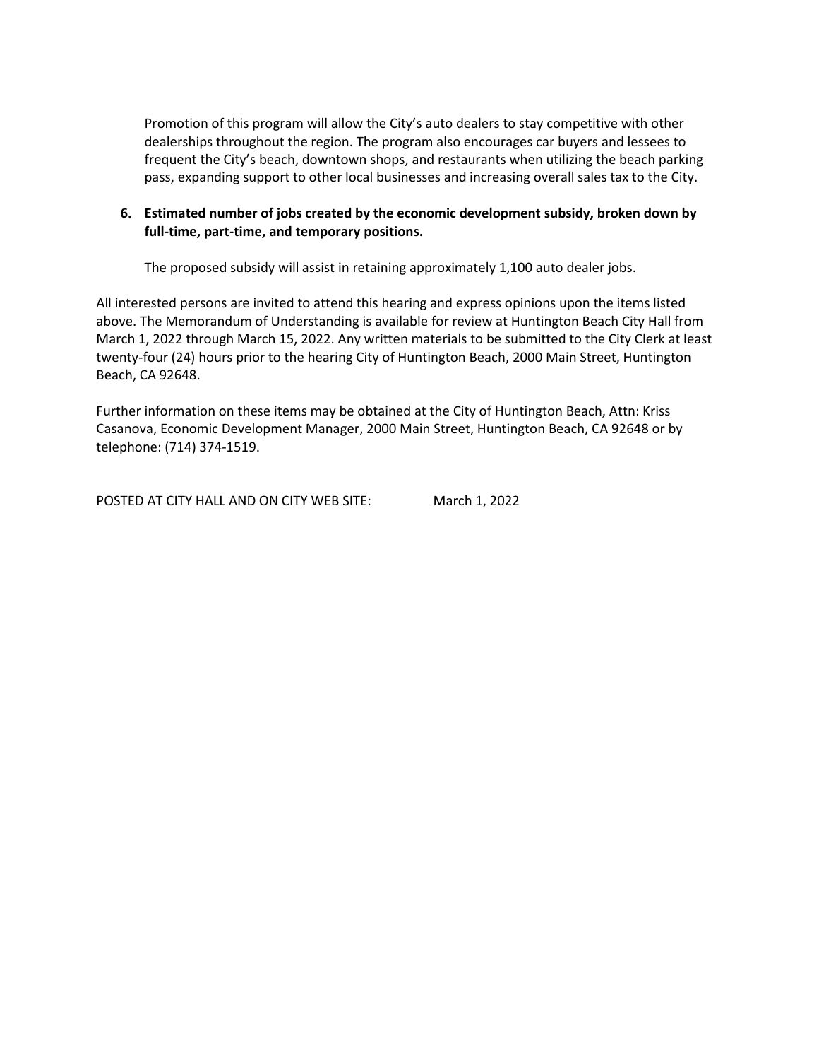Promotion of this program will allow the City's auto dealers to stay competitive with other dealerships throughout the region. The program also encourages car buyers and lessees to frequent the City's beach, downtown shops, and restaurants when utilizing the beach parking pass, expanding support to other local businesses and increasing overall sales tax to the City.

6. **Estimated number of jobs created by the economic development subsidy, broken down by full-time, part-time, and temporary positions.**

   The proposed subsidy will assist in retaining approximately 1,100 auto dealer jobs.

All interested persons are invited to attend this hearing and express opinions upon the items listed above. The Memorandum of Understanding is available for review at Huntington Beach City Hall from March 1, 2022 through March 15, 2022. Any written materials to be submitted to the City Clerk at least twenty-four (24) hours prior to the hearing City of Huntington Beach, 2000 Main Street, Huntington Beach, CA 92648.

Further information on these items may be obtained at the City of Huntington Beach, Attn: Kriss Casanova, Economic Development Manager, 2000 Main Street, Huntington Beach, CA 92648 or by telephone: (714) 374-1519.

POSTED AT CITY HALL AND ON CITY WEB SITE: March 1, 2022